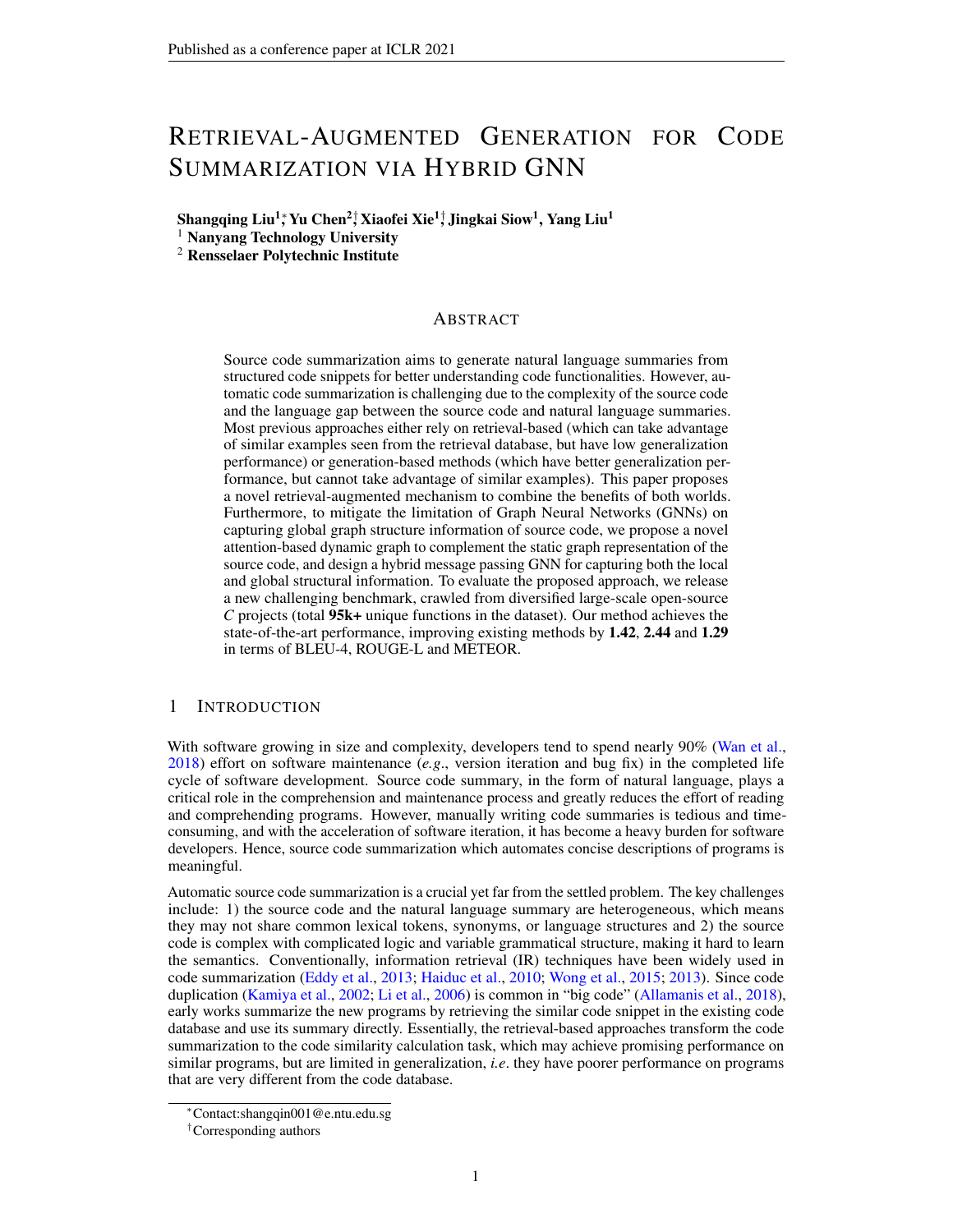# Retrieval-Augmented Generation for Code Summarization via Hybrid GNN

**Shangqing Liu[1]*, Yu Chen[2]†, Xiaofei Xie[1]†, Jingkai Siow[1], Yang Liu[1]**

[1] **Nanyang Technological University**

[2] **Rensselaer Polytechnic Institute**

## Abstract

Source code summarization aims to generate natural language summaries from structured code snippets for better understanding code functionalities. However, automatic code summarization is challenging due to the complexity of the source code and the language gap between the source code and natural language summaries. Most previous approaches either rely on retrieval-based (which can take advantage of similar examples seen from the retrieval database, but have low generalization performance) or generation-based methods (which have better generalization performance, but cannot take advantage of similar examples). This paper proposes a novel retrieval-augmented mechanism to combine the benefits of both worlds. Furthermore, to mitigate the limitation of Graph Neural Networks (GNNs) on capturing global graph structure information of source code, we propose a novel attention-based dynamic graph to complement the static graph representation of the source code, and design a hybrid message passing GNN for capturing both the local and global structural information. To evaluate the proposed approach, we release a new challenging benchmark, crawled from diversified large-scale open-source *C* projects (total **95k+** unique functions in the dataset). Our method achieves the state-of-the-art performance, improving existing methods by **1.42**, **2.44** and **1.29** in terms of BLEU-4, ROUGE-L and METEOR.

## 1 Introduction

With software growing in size and complexity, developers tend to spend nearly 90% (Wan et al., 2018) effort on software maintenance (*e.g.*, version iteration and bug fix) in the completed life cycle of software development. Source code summary, in the form of natural language, plays a critical role in the comprehension and maintenance process and greatly reduces the effort of reading and comprehending programs. However, manually writing code summaries is tedious and time-consuming, and with the acceleration of software iteration, it has become a heavy burden for software developers. Hence, source code summarization which automates concise descriptions of programs is meaningful.

Automatic source code summarization is a crucial yet far from the settled problem. The key challenges include: 1) the source code and the natural language summary are heterogeneous, which means they may not share common lexical tokens, synonyms, or language structures and 2) the source code is complex with complicated logic and variable grammatical structure, making it hard to learn the semantics. Conventionally, information retrieval (IR) techniques have been widely used in code summarization (Eddy et al., 2013; Haiduc et al., 2010; Wong et al., 2015; 2013). Since code duplication (Kamiya et al., 2002; Li et al., 2006) is common in "big code" (Allamanis et al., 2018), early works summarize the new programs by retrieving the similar code snippet in the existing code database and use its summary directly. Essentially, the retrieval-based approaches transform the code summarization to the code similarity calculation task, which may achieve promising performance on similar programs, but are limited in generalization, *i.e.* they have poorer performance on programs that are very different from the code database.

*Contact:shangqin001@e.ntu.edu.sg

†Corresponding authors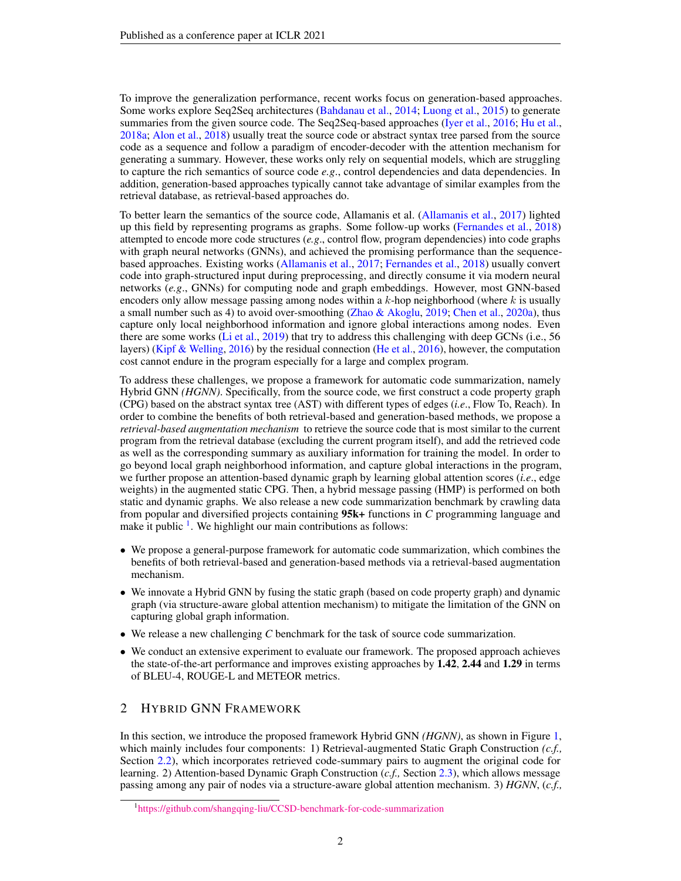To improve the generalization performance, recent works focus on generation-based approaches. Some works explore Seq2Seq architectures (Bahdanau et al., 2014; Luong et al., 2015) to generate summaries from the given source code. The Seq2Seq-based approaches (Iyer et al., 2016; Hu et al., 2018a; Alon et al., 2018) usually treat the source code or abstract syntax tree parsed from the source code as a sequence and follow a paradigm of encoder-decoder with the attention mechanism for generating a summary. However, these works only rely on sequential models, which are struggling to capture the rich semantics of source code *e.g.*, control dependencies and data dependencies. In addition, generation-based approaches typically cannot take advantage of similar examples from the retrieval database, as retrieval-based approaches do.

To better learn the semantics of the source code, Allamanis et al. (Allamanis et al., 2017) lighted up this field by representing programs as graphs. Some follow-up works (Fernandes et al., 2018) attempted to encode more code structures (*e.g.*, control flow, program dependencies) into code graphs with graph neural networks (GNNs), and achieved the promising performance than the sequence-based approaches. Existing works (Allamanis et al., 2017; Fernandes et al., 2018) usually convert code into graph-structured input during preprocessing, and directly consume it via modern neural networks (*e.g.*, GNNs) for computing node and graph embeddings. However, most GNN-based encoders only allow message passing among nodes within a $k$-hop neighborhood (where $k$ is usually a small number such as 4) to avoid over-smoothing (Zhao & Akoglu, 2019; Chen et al., 2020a), thus capture only local neighborhood information and ignore global interactions among nodes. Even there are some works (Li et al., 2019) that try to address this challenging with deep GCNs (i.e., 56 layers) (Kipf & Welling, 2016) by the residual connection (He et al., 2016), however, the computation cost cannot endure in the program especially for a large and complex program.

To address these challenges, we propose a framework for automatic code summarization, namely Hybrid GNN *(HGNN)*. Specifically, from the source code, we first construct a code property graph (CPG) based on the abstract syntax tree (AST) with different types of edges (*i.e*., Flow To, Reach). In order to combine the benefits of both retrieval-based and generation-based methods, we propose a *retrieval-based augmentation mechanism* to retrieve the source code that is most similar to the current program from the retrieval database (excluding the current program itself), and add the retrieved code as well as the corresponding summary as auxiliary information for training the model. In order to go beyond local graph neighborhood information, and capture global interactions in the program, we further propose an attention-based dynamic graph by learning global attention scores (*i.e*., edge weights) in the augmented static CPG. Then, a hybrid message passing (HMP) is performed on both static and dynamic graphs. We also release a new code summarization benchmark by crawling data from popular and diversified projects containing **95k+** functions in *C* programming language and make it public [1]. We highlight our main contributions as follows:

- We propose a general-purpose framework for automatic code summarization, which combines the benefits of both retrieval-based and generation-based methods via a retrieval-based augmentation mechanism.
- We innovate a Hybrid GNN by fusing the static graph (based on code property graph) and dynamic graph (via structure-aware global attention mechanism) to mitigate the limitation of the GNN on capturing global graph information.
- We release a new challenging *C* benchmark for the task of source code summarization.
- We conduct an extensive experiment to evaluate our framework. The proposed approach achieves the state-of-the-art performance and improves existing approaches by **1.42**, **2.44** and **1.29** in terms of BLEU-4, ROUGE-L and METEOR metrics.

## 2 Hybrid GNN Framework

In this section, we introduce the proposed framework Hybrid GNN *(HGNN)*, as shown in Figure 1, which mainly includes four components: 1) Retrieval-augmented Static Graph Construction *(c.f.,* Section 2.2), which incorporates retrieved code-summary pairs to augment the original code for learning. 2) Attention-based Dynamic Graph Construction (*c.f.,* Section 2.3), which allows message passing among any pair of nodes via a structure-aware global attention mechanism. 3) *HGNN*, (*c.f.,*

[1] https://github.com/shangqing-liu/CCSD-benchmark-for-code-summarization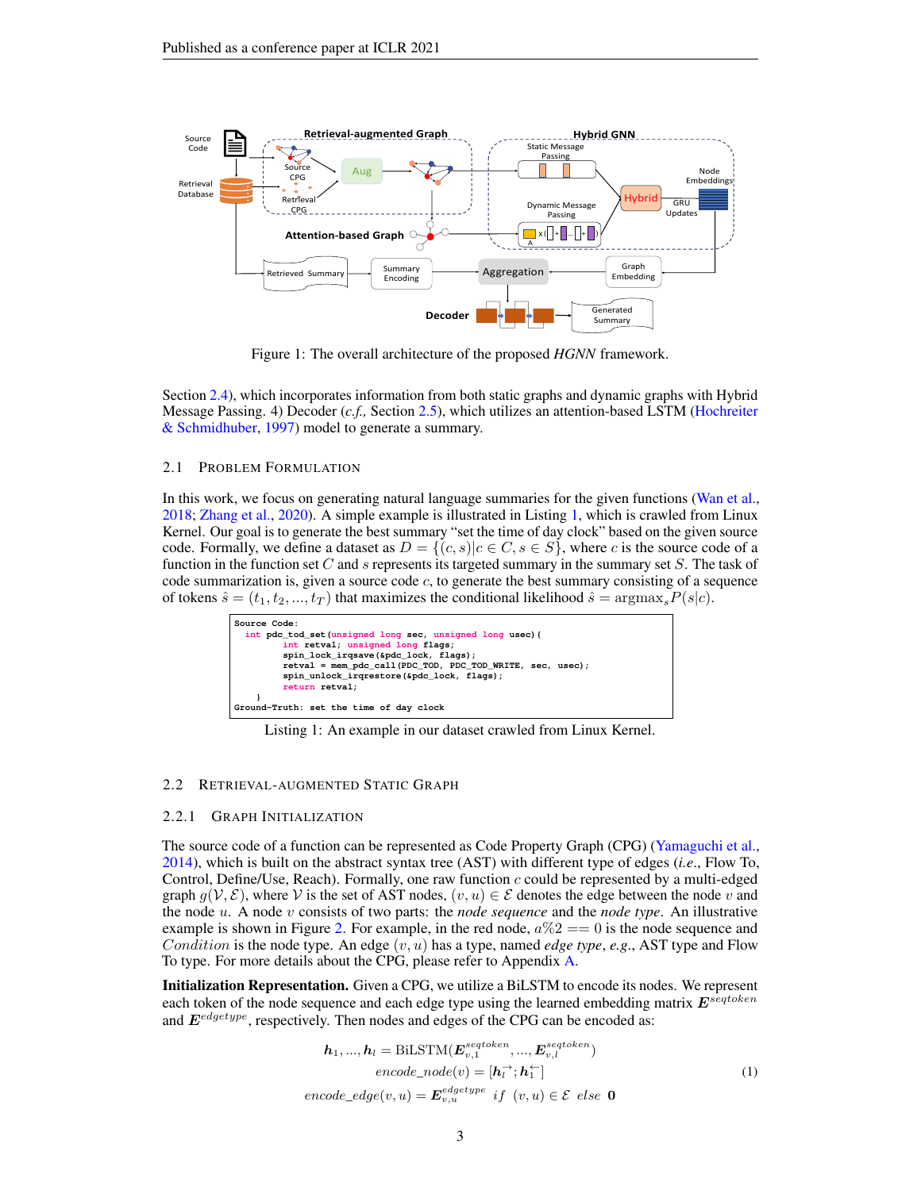Figure 1: The overall architecture of the proposed *HGNN* framework.

Section 2.4), which incorporates information from both static graphs and dynamic graphs with Hybrid Message Passing. 4) Decoder (*c.f.,* Section 2.5), which utilizes an attention-based LSTM (Hochreiter & Schmidhuber, 1997) model to generate a summary.

## 2.1 Problem Formulation

In this work, we focus on generating natural language summaries for the given functions (Wan et al., 2018; Zhang et al., 2020). A simple example is illustrated in Listing 1, which is crawled from Linux Kernel. Our goal is to generate the best summary "set the time of day clock" based on the given source code. Formally, we define a dataset as $D = \{(c, s)|c \in C, s \in S\}$, where $c$ is the source code of a function in the function set $C$ and $s$ represents its targeted summary in the summary set $S$. The task of code summarization is, given a source code $c$, to generate the best summary consisting of a sequence of tokens $\hat{s} = (t_1, t_2, ..., t_T)$ that maximizes the conditional likelihood $\hat{s} = \text{argmax}_s P(s|c)$.

```
Source Code:
  int pdc_tod_set(unsigned long sec, unsigned long usec){
        int retval; unsigned long flags;
        spin_lock_irqsave(&pdc_lock, flags);
        retval = mem_pdc_call(PDC_TOD, PDC_TOD_WRITE, sec, usec);
        spin_unlock_irqrestore(&pdc_lock, flags);
        return retval;
    }
Ground-Truth: set the time of day clock
```

Listing 1: An example in our dataset crawled from Linux Kernel.

## 2.2 Retrieval-augmented Static Graph

### 2.2.1 Graph Initialization

The source code of a function can be represented as Code Property Graph (CPG) (Yamaguchi et al., 2014), which is built on the abstract syntax tree (AST) with different type of edges (*i.e.*, Flow To, Control, Define/Use, Reach). Formally, one raw function $c$ could be represented by a multi-edged graph $g(\mathcal{V}, \mathcal{E})$, where $\mathcal{V}$ is the set of AST nodes, $(v, u) \in \mathcal{E}$ denotes the edge between the node $v$ and the node $u$. A node $v$ consists of two parts: the *node sequence* and the *node type*. An illustrative example is shown in Figure 2. For example, in the red node, $a\%2 == 0$ is the node sequence and $Condition$ is the node type. An edge $(v, u)$ has a type, named *edge type*, *e.g.*, AST type and Flow To type. For more details about the CPG, please refer to Appendix A.

**Initialization Representation.** Given a CPG, we utilize a BiLSTM to encode its nodes. We represent each token of the node sequence and each edge type using the learned embedding matrix $\boldsymbol{E}^{seqtoken}$ and $\boldsymbol{E}^{edgetype}$, respectively. Then nodes and edges of the CPG can be encoded as:

$$
\begin{aligned}
\boldsymbol{h}_1, ..., \boldsymbol{h}_l &= \text{BiLSTM}(\boldsymbol{E}^{seqtoken}_{v,1}, ..., \boldsymbol{E}^{seqtoken}_{v,l}) \\
encode\_node(v) &= [\boldsymbol{h}^{\rightarrow}_l; \boldsymbol{h}^{\leftarrow}_1] \\
encode\_edge(v, u) &= \boldsymbol{E}^{edgetype}_{v,u} \;\; if \;\; (v, u) \in \mathcal{E} \;\; else \;\; \mathbf{0}
\end{aligned}
\tag{1}
$$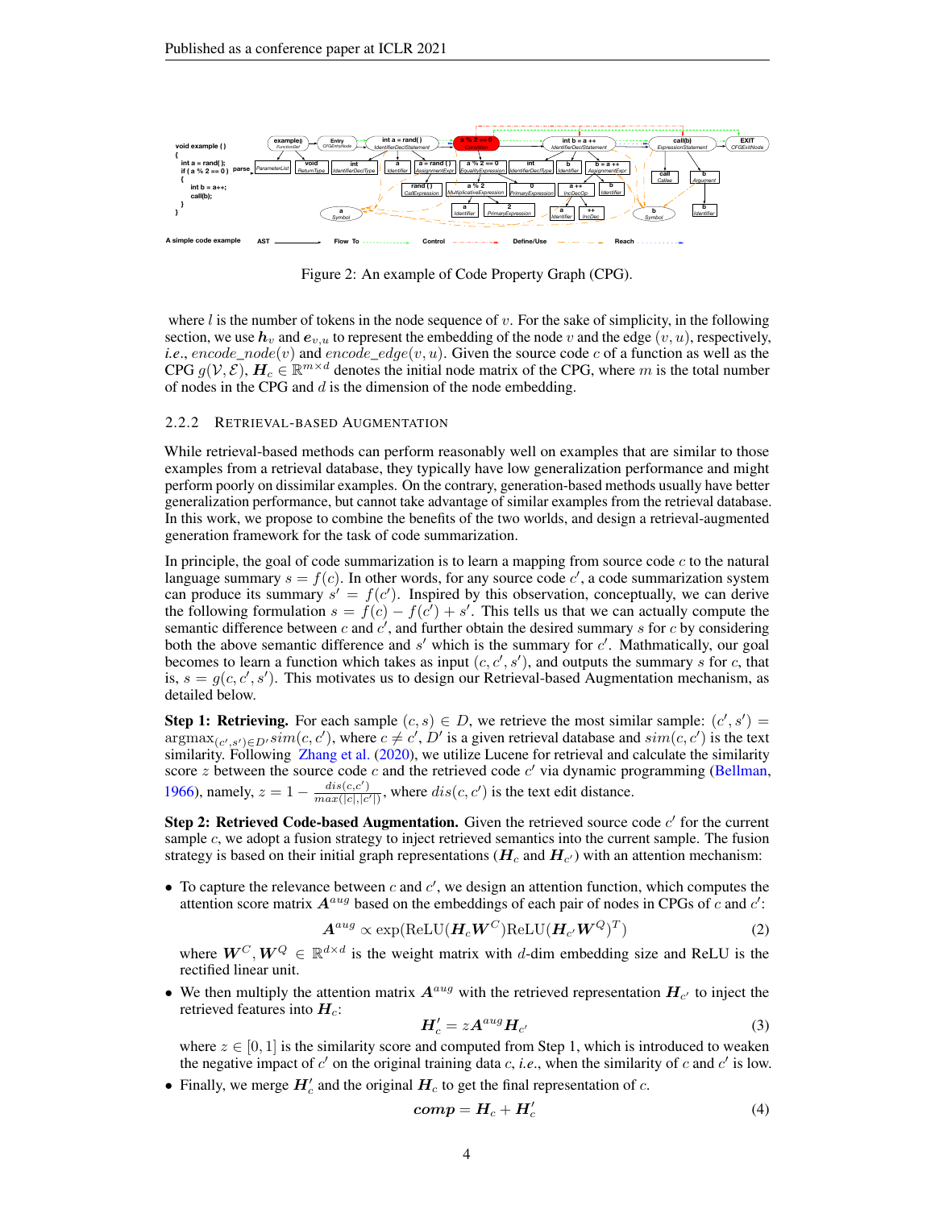Figure 2: An example of Code Property Graph (CPG).

where $l$ is the number of tokens in the node sequence of $v$. For the sake of simplicity, in the following section, we use $\boldsymbol{h}_v$ and $\boldsymbol{e}_{v,u}$ to represent the embedding of the node $v$ and the edge $(v, u)$, respectively, *i.e.*, $encode\_node(v)$ and $encode\_edge(v, u)$. Given the source code $c$ of a function as well as the CPG $g(\mathcal{V}, \mathcal{E})$, $\boldsymbol{H}_c \in \mathbb{R}^{m \times d}$ denotes the initial node matrix of the CPG, where $m$ is the total number of nodes in the CPG and $d$ is the dimension of the node embedding.

### 2.2.2 Retrieval-based Augmentation

While retrieval-based methods can perform reasonably well on examples that are similar to those examples from a retrieval database, they typically have low generalization performance and might perform poorly on dissimilar examples. On the contrary, generation-based methods usually have better generalization performance, but cannot take advantage of similar examples from the retrieval database. In this work, we propose to combine the benefits of the two worlds, and design a retrieval-augmented generation framework for the task of code summarization.

In principle, the goal of code summarization is to learn a mapping from source code $c$ to the natural language summary $s = f(c)$. In other words, for any source code $c'$, a code summarization system can produce its summary $s' = f(c')$. Inspired by this observation, conceptually, we can derive the following formulation $s = f(c) - f(c') + s'$. This tells us that we can actually compute the semantic difference between $c$ and $c'$, and further obtain the desired summary $s$ for $c$ by considering both the above semantic difference and $s'$ which is the summary for $c'$. Mathmatically, our goal becomes to learn a function which takes as input $(c, c', s')$, and outputs the summary $s$ for $c$, that is, $s = g(c, c', s')$. This motivates us to design our Retrieval-based Augmentation mechanism, as detailed below.

**Step 1: Retrieving.** For each sample $(c, s) \in D$, we retrieve the most similar sample: $(c', s') = \text{argmax}_{(c',s') \in D'} sim(c, c')$, where $c \neq c'$, $D'$ is a given retrieval database and $sim(c, c')$ is the text similarity. Following Zhang et al. (2020), we utilize Lucene for retrieval and calculate the similarity score $z$ between the source code $c$ and the retrieved code $c'$ via dynamic programming (Bellman, 1966), namely, $z = 1 - \frac{dis(c,c')}{max(|c|,|c'|)}$, where $dis(c, c')$ is the text edit distance.

**Step 2: Retrieved Code-based Augmentation.** Given the retrieved source code $c'$ for the current sample $c$, we adopt a fusion strategy to inject retrieved semantics into the current sample. The fusion strategy is based on their initial graph representations ($\boldsymbol{H}_c$ and $\boldsymbol{H}_{c'}$) with an attention mechanism:

- To capture the relevance between $c$ and $c'$, we design an attention function, which computes the attention score matrix $\boldsymbol{A}^{aug}$ based on the embeddings of each pair of nodes in CPGs of $c$ and $c'$:

$$\boldsymbol{A}^{aug} \propto \exp(\text{ReLU}(\boldsymbol{H}_c \boldsymbol{W}^C)\text{ReLU}(\boldsymbol{H}_{c'} \boldsymbol{W}^Q)^T) \tag{2}$$

  where $\boldsymbol{W}^C, \boldsymbol{W}^Q \in \mathbb{R}^{d \times d}$ is the weight matrix with $d$-dim embedding size and ReLU is the rectified linear unit.

- We then multiply the attention matrix $\boldsymbol{A}^{aug}$ with the retrieved representation $\boldsymbol{H}_{c'}$ to inject the retrieved features into $\boldsymbol{H}_c$:

$$\boldsymbol{H}'_c = z\boldsymbol{A}^{aug}\boldsymbol{H}_{c'} \tag{3}$$

  where $z \in [0, 1]$ is the similarity score and computed from Step 1, which is introduced to weaken the negative impact of $c'$ on the original training data $c$, *i.e.*, when the similarity of $c$ and $c'$ is low.

- Finally, we merge $\boldsymbol{H}'_c$ and the original $\boldsymbol{H}_c$ to get the final representation of $c$.

$$\boldsymbol{comp} = \boldsymbol{H}_c + \boldsymbol{H}'_c \tag{4}$$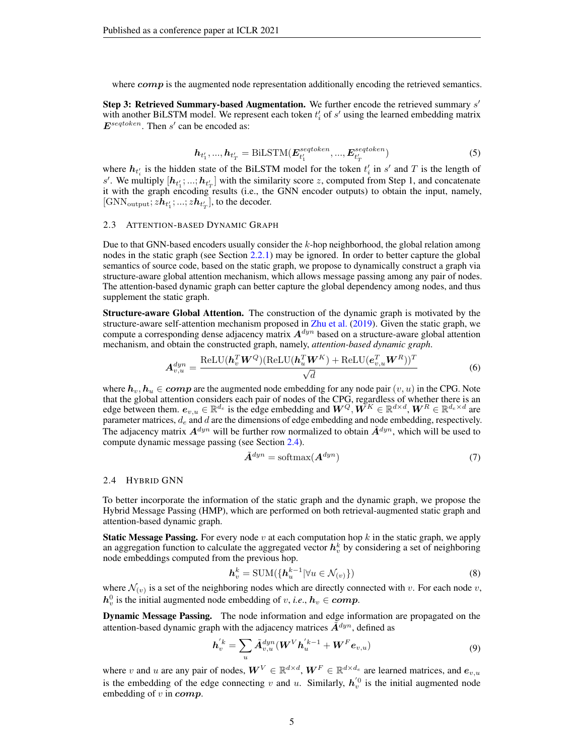where $\boldsymbol{comp}$ is the augmented node representation additionally encoding the retrieved semantics.

**Step 3: Retrieved Summary-based Augmentation.** We further encode the retrieved summary $s'$ with another BiLSTM model. We represent each token $t'_i$ of $s'$ using the learned embedding matrix $\boldsymbol{E}^{seqtoken}$. Then $s'$ can be encoded as:

$$\boldsymbol{h}_{t'_1}, ..., \boldsymbol{h}_{t'_T} = \text{BiLSTM}(\boldsymbol{E}^{seqtoken}_{t'_1}, ..., \boldsymbol{E}^{seqtoken}_{t'_T}) \tag{5}$$

where $\boldsymbol{h}_{t'_i}$ is the hidden state of the BiLSTM model for the token $t'_i$ in $s'$ and $T$ is the length of $s'$. We multiply $[\boldsymbol{h}_{t'_1}; ...; \boldsymbol{h}_{t'_T}]$ with the similarity score $z$, computed from Step 1, and concatenate it with the graph encoding results (i.e., the GNN encoder outputs) to obtain the input, namely, $[\text{GNN}_{\text{output}}; z\boldsymbol{h}_{t'_1}; ...; z\boldsymbol{h}_{t'_T}]$, to the decoder.

### 2.3 Attention-based Dynamic Graph

Due to that GNN-based encoders usually consider the $k$-hop neighborhood, the global relation among nodes in the static graph (see Section 2.2.1) may be ignored. In order to better capture the global semantics of source code, based on the static graph, we propose to dynamically construct a graph via structure-aware global attention mechanism, which allows message passing among any pair of nodes. The attention-based dynamic graph can better capture the global dependency among nodes, and thus supplement the static graph.

**Structure-aware Global Attention.** The construction of the dynamic graph is motivated by the structure-aware self-attention mechanism proposed in Zhu et al. (2019). Given the static graph, we compute a corresponding dense adjacency matrix $\boldsymbol{A}^{dyn}$ based on a structure-aware global attention mechanism, and obtain the constructed graph, namely, *attention-based dynamic graph*.

$$\boldsymbol{A}^{dyn}_{v,u} = \frac{\text{ReLU}(\boldsymbol{h}_v^T \boldsymbol{W}^Q)(\text{ReLU}(\boldsymbol{h}_u^T \boldsymbol{W}^K) + \text{ReLU}(\boldsymbol{e}_{v,u}^T \boldsymbol{W}^R))^T}{\sqrt{d}} \tag{6}$$

where $\boldsymbol{h}_v, \boldsymbol{h}_u \in \boldsymbol{comp}$ are the augmented node embedding for any node pair $(v, u)$ in the CPG. Note that the global attention considers each pair of nodes of the CPG, regardless of whether there is an edge between them. $\boldsymbol{e}_{v,u} \in \mathbb{R}^{d_e}$ is the edge embedding and $\boldsymbol{W}^Q, \boldsymbol{W}^K \in \mathbb{R}^{d \times d}$, $\boldsymbol{W}^R \in \mathbb{R}^{d_e \times d}$ are parameter matrices, $d_e$ and $d$ are the dimensions of edge embedding and node embedding, respectively. The adjacency matrix $\boldsymbol{A}^{dyn}$ will be further row normalized to obtain $\tilde{\boldsymbol{A}}^{dyn}$, which will be used to compute dynamic message passing (see Section 2.4).

$$\tilde{\boldsymbol{A}}^{dyn} = \text{softmax}(\boldsymbol{A}^{dyn}) \tag{7}$$

### 2.4 Hybrid GNN

To better incorporate the information of the static graph and the dynamic graph, we propose the Hybrid Message Passing (HMP), which are performed on both retrieval-augmented static graph and attention-based dynamic graph.

**Static Message Passing.** For every node $v$ at each computation hop $k$ in the static graph, we apply an aggregation function to calculate the aggregated vector $\boldsymbol{h}^k_v$ by considering a set of neighboring node embeddings computed from the previous hop.

$$\boldsymbol{h}^k_v = \text{SUM}(\{\boldsymbol{h}^{k-1}_u | \forall u \in \mathcal{N}_{(v)}\}) \tag{8}$$

where $\mathcal{N}_{(v)}$ is a set of the neighboring nodes which are directly connected with $v$. For each node $v$, $\boldsymbol{h}^0_v$ is the initial augmented node embedding of $v$, *i.e.*, $\boldsymbol{h}_v \in \boldsymbol{comp}$.

**Dynamic Message Passing.** The node information and edge information are propagated on the attention-based dynamic graph with the adjacency matrices $\tilde{\boldsymbol{A}}^{dyn}$, defined as

$$\boldsymbol{h}'^k_v = \sum_u \tilde{\boldsymbol{A}}^{dyn}_{v,u} (\boldsymbol{W}^V \boldsymbol{h}'^{k-1}_u + \boldsymbol{W}^F \boldsymbol{e}_{v,u}) \tag{9}$$

where $v$ and $u$ are any pair of nodes, $\boldsymbol{W}^V \in \mathbb{R}^{d \times d}$, $\boldsymbol{W}^F \in \mathbb{R}^{d \times d_e}$ are learned matrices, and $\boldsymbol{e}_{v,u}$ is the embedding of the edge connecting $v$ and $u$. Similarly, $\boldsymbol{h}'^0_v$ is the initial augmented node embedding of $v$ in $\boldsymbol{comp}$.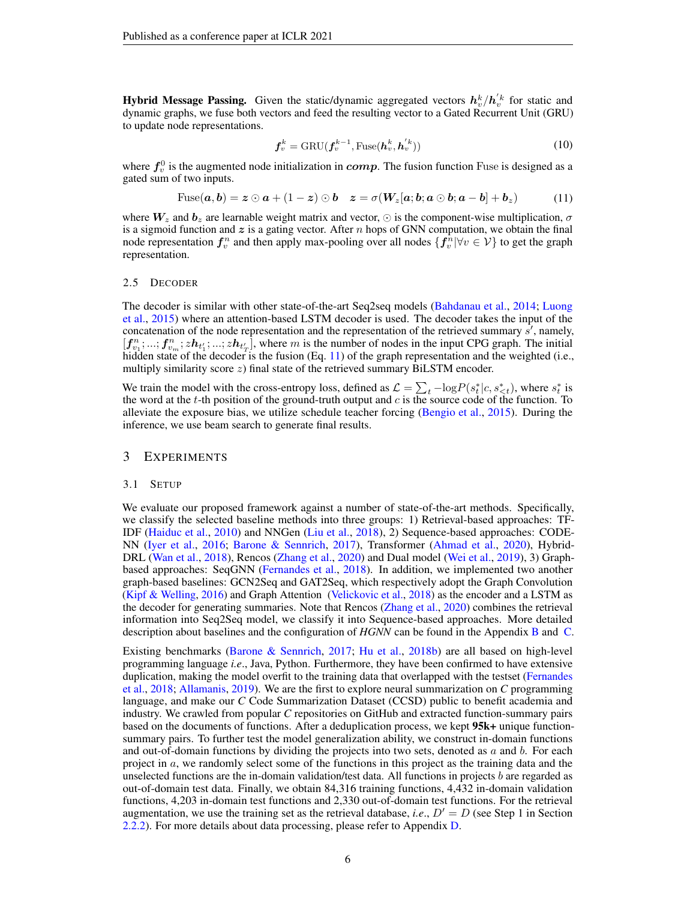**Hybrid Message Passing.** Given the static/dynamic aggregated vectors $\boldsymbol{h}_v^k/\boldsymbol{h}_v^{'k}$ for static and dynamic graphs, we fuse both vectors and feed the resulting vector to a Gated Recurrent Unit (GRU) to update node representations.

$$\boldsymbol{f}_v^k = \text{GRU}(\boldsymbol{f}_v^{k-1}, \text{Fuse}(\boldsymbol{h}_v^k, \boldsymbol{h}_v^{'k})) \tag{10}$$

where $\boldsymbol{f}_v^0$ is the augmented node initialization in ***comp***. The fusion function Fuse is designed as a gated sum of two inputs.

$$\text{Fuse}(\boldsymbol{a}, \boldsymbol{b}) = \boldsymbol{z} \odot \boldsymbol{a} + (1 - \boldsymbol{z}) \odot \boldsymbol{b} \quad \boldsymbol{z} = \sigma(\boldsymbol{W}_z[\boldsymbol{a}; \boldsymbol{b}; \boldsymbol{a} \odot \boldsymbol{b}; \boldsymbol{a} - \boldsymbol{b}] + \boldsymbol{b}_z) \tag{11}$$

where $\boldsymbol{W}_z$ and $\boldsymbol{b}_z$ are learnable weight matrix and vector, $\odot$ is the component-wise multiplication, $\sigma$ is a sigmoid function and $\boldsymbol{z}$ is a gating vector. After $n$ hops of GNN computation, we obtain the final node representation $\boldsymbol{f}_v^n$ and then apply max-pooling over all nodes $\{\boldsymbol{f}_v^n | \forall v \in \mathcal{V}\}$ to get the graph representation.

### 2.5 Decoder

The decoder is similar with other state-of-the-art Seq2seq models (Bahdanau et al., 2014; Luong et al., 2015) where an attention-based LSTM decoder is used. The decoder takes the input of the concatenation of the node representation and the representation of the retrieved summary $s'$, namely, $[\boldsymbol{f}_{v_1}^n; ...; \boldsymbol{f}_{v_m}^n; z\boldsymbol{h}_{t'_1}; ...; z\boldsymbol{h}_{t'_T}]$, where $m$ is the number of nodes in the input CPG graph. The initial hidden state of the decoder is the fusion (Eq. 11) of the graph representation and the weighted (i.e., multiply similarity score $z$) final state of the retrieved summary BiLSTM encoder.

We train the model with the cross-entropy loss, defined as $\mathcal{L} = \sum_t -\log P(s_t^* | c, s_{<t}^*)$, where $s_t^*$ is the word at the $t$-th position of the ground-truth output and $c$ is the source code of the function. To alleviate the exposure bias, we utilize schedule teacher forcing (Bengio et al., 2015). During the inference, we use beam search to generate final results.

## 3 Experiments

### 3.1 Setup

We evaluate our proposed framework against a number of state-of-the-art methods. Specifically, we classify the selected baseline methods into three groups: 1) Retrieval-based approaches: TF-IDF (Haiduc et al., 2010) and NNGen (Liu et al., 2018), 2) Sequence-based approaches: CODE-NN (Iyer et al., 2016; Barone & Sennrich, 2017), Transformer (Ahmad et al., 2020), Hybrid-DRL (Wan et al., 2018), Rencos (Zhang et al., 2020) and Dual model (Wei et al., 2019), 3) Graph-based approaches: SeqGNN (Fernandes et al., 2018). In addition, we implemented two another graph-based baselines: GCN2Seq and GAT2Seq, which respectively adopt the Graph Convolution (Kipf & Welling, 2016) and Graph Attention (Velickovic et al., 2018) as the encoder and a LSTM as the decoder for generating summaries. Note that Rencos (Zhang et al., 2020) combines the retrieval information into Seq2Seq model, we classify it into Sequence-based approaches. More detailed description about baselines and the configuration of *HGNN* can be found in the Appendix B and C.

Existing benchmarks (Barone & Sennrich, 2017; Hu et al., 2018b) are all based on high-level programming language *i.e*., Java, Python. Furthermore, they have been confirmed to have extensive duplication, making the model overfit to the training data that overlapped with the testset (Fernandes et al., 2018; Allamanis, 2019). We are the first to explore neural summarization on *C* programming language, and make our *C* Code Summarization Dataset (CCSD) public to benefit academia and industry. We crawled from popular *C* repositories on GitHub and extracted function-summary pairs based on the documents of functions. After a deduplication process, we kept **95k+** unique function-summary pairs. To further test the model generalization ability, we construct in-domain functions and out-of-domain functions by dividing the projects into two sets, denoted as $a$ and $b$. For each project in $a$, we randomly select some of the functions in this project as the training data and the unselected functions are the in-domain validation/test data. All functions in projects $b$ are regarded as out-of-domain test data. Finally, we obtain 84,316 training functions, 4,432 in-domain validation functions, 4,203 in-domain test functions and 2,330 out-of-domain test functions. For the retrieval augmentation, we use the training set as the retrieval database, *i.e*., $D' = D$ (see Step 1 in Section 2.2.2). For more details about data processing, please refer to Appendix D.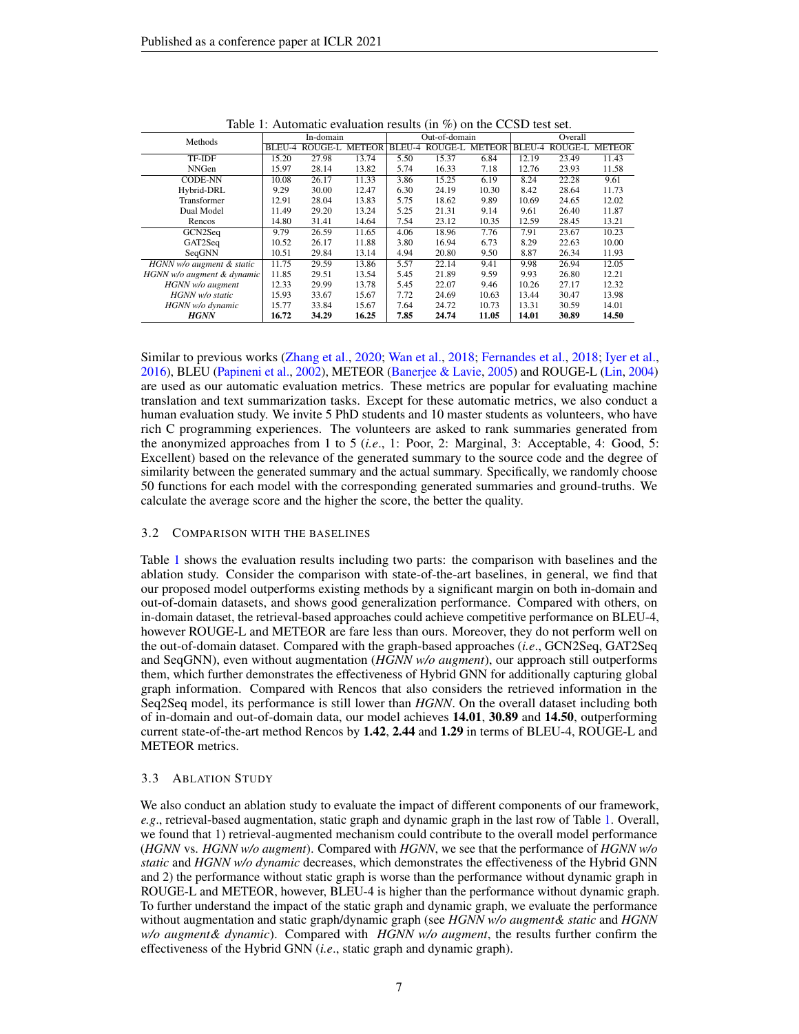Table 1: Automatic evaluation results (in %) on the CCSD test set.

| Methods | In-domain | | | Out-of-domain | | | Overall | | |
|---|---|---|---|---|---|---|---|---|---|
| | BLEU-4 | ROUGE-L | METEOR | BLEU-4 | ROUGE-L | METEOR | BLEU-4 | ROUGE-L | METEOR |
| TF-IDF | 15.20 | 27.98 | 13.74 | 5.50 | 15.37 | 6.84 | 12.19 | 23.49 | 11.43 |
| NNGen | 15.97 | 28.14 | 13.82 | 5.74 | 16.33 | 7.18 | 12.76 | 23.93 | 11.58 |
| CODE-NN | 10.08 | 26.17 | 11.33 | 3.86 | 15.25 | 6.19 | 8.24 | 22.28 | 9.61 |
| Hybrid-DRL | 9.29 | 30.00 | 12.47 | 6.30 | 24.19 | 10.30 | 8.42 | 28.64 | 11.73 |
| Transformer | 12.91 | 28.04 | 13.83 | 5.75 | 18.62 | 9.89 | 10.69 | 24.65 | 12.02 |
| Dual Model | 11.49 | 29.20 | 13.24 | 5.25 | 21.31 | 9.14 | 9.61 | 26.40 | 11.87 |
| Rencos | 14.80 | 31.41 | 14.64 | 7.54 | 23.12 | 10.35 | 12.59 | 28.45 | 13.21 |
| GCN2Seq | 9.79 | 26.59 | 11.65 | 4.06 | 18.96 | 7.76 | 7.91 | 23.67 | 10.23 |
| GAT2Seq | 10.52 | 26.17 | 11.88 | 3.80 | 16.94 | 6.73 | 8.29 | 22.63 | 10.00 |
| SeqGNN | 10.51 | 29.84 | 13.14 | 4.94 | 20.80 | 9.50 | 8.87 | 26.34 | 11.93 |
| *HGNN w/o augment & static* | 11.75 | 29.59 | 13.86 | 5.57 | 22.14 | 9.41 | 9.98 | 26.94 | 12.05 |
| *HGNN w/o augment & dynamic* | 11.85 | 29.51 | 13.54 | 5.45 | 21.89 | 9.59 | 9.93 | 26.80 | 12.21 |
| *HGNN w/o augment* | 12.33 | 29.99 | 13.78 | 5.45 | 22.07 | 9.46 | 10.26 | 27.17 | 12.32 |
| *HGNN w/o static* | 15.93 | 33.67 | 15.67 | 7.72 | 24.69 | 10.63 | 13.44 | 30.47 | 13.98 |
| *HGNN w/o dynamic* | 15.77 | 33.84 | 15.67 | 7.64 | 24.72 | 10.73 | 13.31 | 30.59 | 14.01 |
| ***HGNN*** | **16.72** | **34.29** | **16.25** | **7.85** | **24.74** | **11.05** | **14.01** | **30.89** | **14.50** |

Similar to previous works (Zhang et al., 2020; Wan et al., 2018; Fernandes et al., 2018; Iyer et al., 2016), BLEU (Papineni et al., 2002), METEOR (Banerjee & Lavie, 2005) and ROUGE-L (Lin, 2004) are used as our automatic evaluation metrics. These metrics are popular for evaluating machine translation and text summarization tasks. Except for these automatic metrics, we also conduct a human evaluation study. We invite 5 PhD students and 10 master students as volunteers, who have rich C programming experiences. The volunteers are asked to rank summaries generated from the anonymized approaches from 1 to 5 (*i.e*., 1: Poor, 2: Marginal, 3: Acceptable, 4: Good, 5: Excellent) based on the relevance of the generated summary to the source code and the degree of similarity between the generated summary and the actual summary. Specifically, we randomly choose 50 functions for each model with the corresponding generated summaries and ground-truths. We calculate the average score and the higher the score, the better the quality.

### 3.2 Comparison with the Baselines

Table 1 shows the evaluation results including two parts: the comparison with baselines and the ablation study. Consider the comparison with state-of-the-art baselines, in general, we find that our proposed model outperforms existing methods by a significant margin on both in-domain and out-of-domain datasets, and shows good generalization performance. Compared with others, on in-domain dataset, the retrieval-based approaches could achieve competitive performance on BLEU-4, however ROUGE-L and METEOR are fare less than ours. Moreover, they do not perform well on the out-of-domain dataset. Compared with the graph-based approaches (*i.e*., GCN2Seq, GAT2Seq and SeqGNN), even without augmentation (*HGNN w/o augment*), our approach still outperforms them, which further demonstrates the effectiveness of Hybrid GNN for additionally capturing global graph information. Compared with Rencos that also considers the retrieved information in the Seq2Seq model, its performance is still lower than *HGNN*. On the overall dataset including both of in-domain and out-of-domain data, our model achieves **14.01**, **30.89** and **14.50**, outperforming current state-of-the-art method Rencos by **1.42**, **2.44** and **1.29** in terms of BLEU-4, ROUGE-L and METEOR metrics.

### 3.3 Ablation Study

We also conduct an ablation study to evaluate the impact of different components of our framework, *e.g*., retrieval-based augmentation, static graph and dynamic graph in the last row of Table 1. Overall, we found that 1) retrieval-augmented mechanism could contribute to the overall model performance (*HGNN* vs. *HGNN w/o augment*). Compared with *HGNN*, we see that the performance of *HGNN w/o static* and *HGNN w/o dynamic* decreases, which demonstrates the effectiveness of the Hybrid GNN and 2) the performance without static graph is worse than the performance without dynamic graph in ROUGE-L and METEOR, however, BLEU-4 is higher than the performance without dynamic graph. To further understand the impact of the static graph and dynamic graph, we evaluate the performance without augmentation and static graph/dynamic graph (see *HGNN w/o augment& static* and *HGNN w/o augment& dynamic*). Compared with *HGNN w/o augment*, the results further confirm the effectiveness of the Hybrid GNN (*i.e*., static graph and dynamic graph).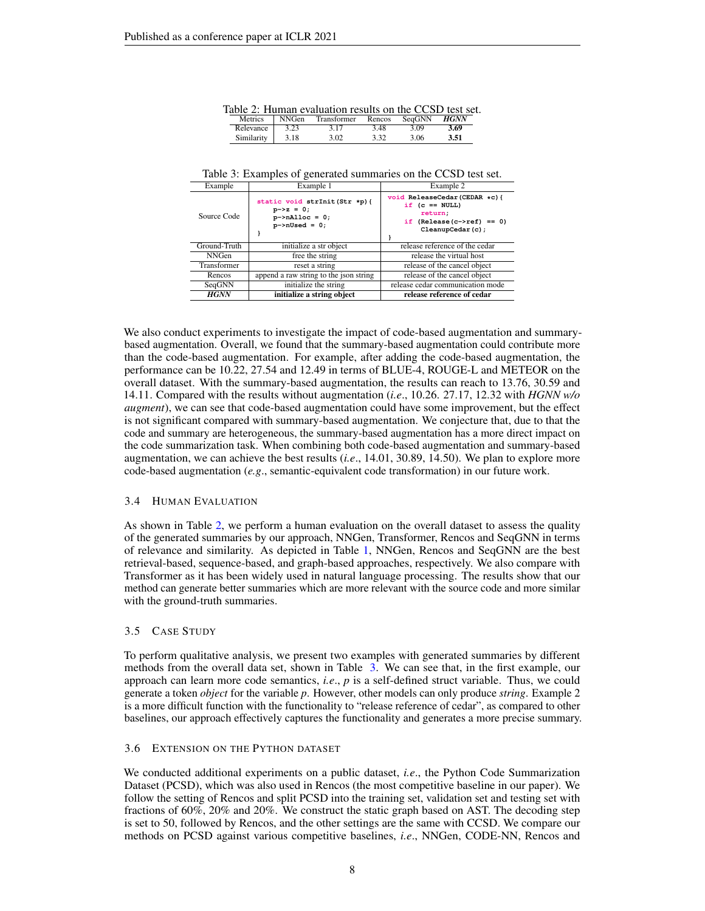Table 2: Human evaluation results on the CCSD test set.

| Metrics | NNGen | Transformer | Rencos | SeqGNN | ***HGNN*** |
|---|---|---|---|---|---|
| Relevance | 3.23 | 3.17 | 3.48 | 3.09 | **3.69** |
| Similarity | 3.18 | 3.02 | 3.32 | 3.06 | **3.51** |

Table 3: Examples of generated summaries on the CCSD test set.

| Example | Example 1 | Example 2 |
|---|---|---|
| Source Code | `static void strInit(Str *p){ p->z = 0; p->nAlloc = 0; p->nUsed = 0; }` | `void ReleaseCedar(CEDAR *c){ if (c == NULL) return; if (Release(c->ref) == 0) CleanupCedar(c); }` |
| Ground-Truth | initialize a str object | release reference of the cedar |
| NNGen | free the string | release the virtual host |
| Transformer | reset a string | release of the cancel object |
| Rencos | append a raw string to the json string | release of the cancel object |
| SeqGNN | initialize the string | release cedar communication mode |
| ***HGNN*** | **initialize a string object** | **release reference of cedar** |

We also conduct experiments to investigate the impact of code-based augmentation and summary-based augmentation. Overall, we found that the summary-based augmentation could contribute more than the code-based augmentation. For example, after adding the code-based augmentation, the performance can be 10.22, 27.54 and 12.49 in terms of BLUE-4, ROUGE-L and METEOR on the overall dataset. With the summary-based augmentation, the results can reach to 13.76, 30.59 and 14.11. Compared with the results without augmentation (*i.e*., 10.26. 27.17, 12.32 with *HGNN w/o augment*), we can see that code-based augmentation could have some improvement, but the effect is not significant compared with summary-based augmentation. We conjecture that, due to that the code and summary are heterogeneous, the summary-based augmentation has a more direct impact on the code summarization task. When combining both code-based augmentation and summary-based augmentation, we can achieve the best results (*i.e*., 14.01, 30.89, 14.50). We plan to explore more code-based augmentation (*e.g*., semantic-equivalent code transformation) in our future work.

### 3.4 Human Evaluation

As shown in Table 2, we perform a human evaluation on the overall dataset to assess the quality of the generated summaries by our approach, NNGen, Transformer, Rencos and SeqGNN in terms of relevance and similarity. As depicted in Table 1, NNGen, Rencos and SeqGNN are the best retrieval-based, sequence-based, and graph-based approaches, respectively. We also compare with Transformer as it has been widely used in natural language processing. The results show that our method can generate better summaries which are more relevant with the source code and more similar with the ground-truth summaries.

### 3.5 Case Study

To perform qualitative analysis, we present two examples with generated summaries by different methods from the overall data set, shown in Table 3. We can see that, in the first example, our approach can learn more code semantics, *i.e*., *p* is a self-defined struct variable. Thus, we could generate a token *object* for the variable *p*. However, other models can only produce *string*. Example 2 is a more difficult function with the functionality to "release reference of cedar", as compared to other baselines, our approach effectively captures the functionality and generates a more precise summary.

### 3.6 Extension on the Python Dataset

We conducted additional experiments on a public dataset, *i.e*., the Python Code Summarization Dataset (PCSD), which was also used in Rencos (the most competitive baseline in our paper). We follow the setting of Rencos and split PCSD into the training set, validation set and testing set with fractions of 60%, 20% and 20%. We construct the static graph based on AST. The decoding step is set to 50, followed by Rencos, and the other settings are the same with CCSD. We compare our methods on PCSD against various competitive baselines, *i.e*., NNGen, CODE-NN, Rencos and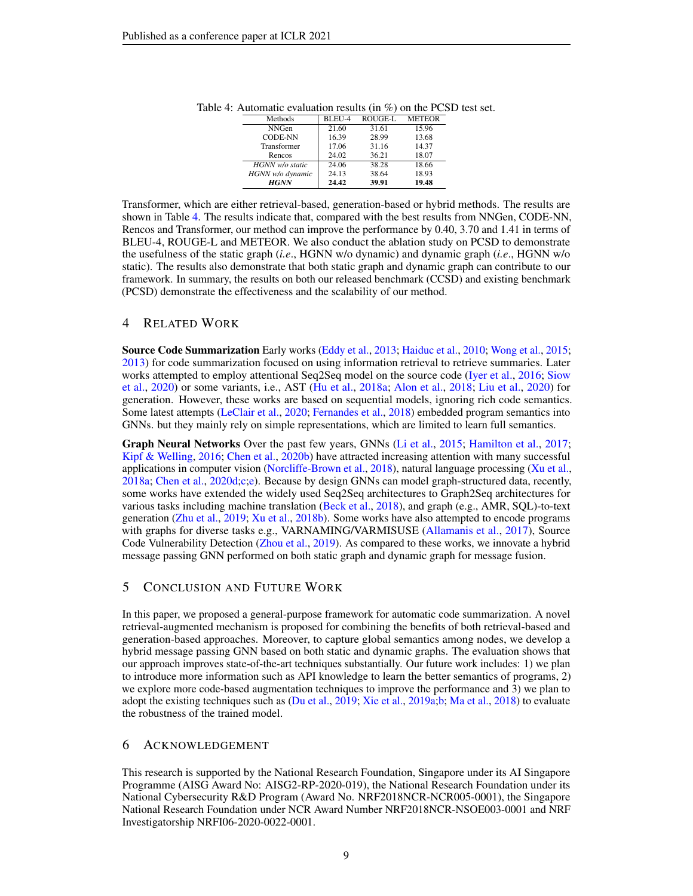Table 4: Automatic evaluation results (in %) on the PCSD test set.

| Methods | BLEU-4 | ROUGE-L | METEOR |
|---|---|---|---|
| NNGen | 21.60 | 31.61 | 15.96 |
| CODE-NN | 16.39 | 28.99 | 13.68 |
| Transformer | 17.06 | 31.16 | 14.37 |
| Rencos | 24.02 | 36.21 | 18.07 |
| *HGNN w/o static* | 24.06 | 38.28 | 18.66 |
| *HGNN w/o dynamic* | 24.13 | 38.64 | 18.93 |
| ***HGNN*** | **24.42** | **39.91** | **19.48** |

Transformer, which are either retrieval-based, generation-based or hybrid methods. The results are shown in Table 4. The results indicate that, compared with the best results from NNGen, CODE-NN, Rencos and Transformer, our method can improve the performance by 0.40, 3.70 and 1.41 in terms of BLEU-4, ROUGE-L and METEOR. We also conduct the ablation study on PCSD to demonstrate the usefulness of the static graph (*i.e*., HGNN w/o dynamic) and dynamic graph (*i.e*., HGNN w/o static). The results also demonstrate that both static graph and dynamic graph can contribute to our framework. In summary, the results on both our released benchmark (CCSD) and existing benchmark (PCSD) demonstrate the effectiveness and the scalability of our method.

## 4 Related Work

**Source Code Summarization** Early works (Eddy et al., 2013; Haiduc et al., 2010; Wong et al., 2015; 2013) for code summarization focused on using information retrieval to retrieve summaries. Later works attempted to employ attentional Seq2Seq model on the source code (Iyer et al., 2016; Siow et al., 2020) or some variants, i.e., AST (Hu et al., 2018a; Alon et al., 2018; Liu et al., 2020) for generation. However, these works are based on sequential models, ignoring rich code semantics. Some latest attempts (LeClair et al., 2020; Fernandes et al., 2018) embedded program semantics into GNNs. but they mainly rely on simple representations, which are limited to learn full semantics.

**Graph Neural Networks** Over the past few years, GNNs (Li et al., 2015; Hamilton et al., 2017; Kipf & Welling, 2016; Chen et al., 2020b) have attracted increasing attention with many successful applications in computer vision (Norcliffe-Brown et al., 2018), natural language processing (Xu et al., 2018a; Chen et al., 2020d;c;e). Because by design GNNs can model graph-structured data, recently, some works have extended the widely used Seq2Seq architectures to Graph2Seq architectures for various tasks including machine translation (Beck et al., 2018), and graph (e.g., AMR, SQL)-to-text generation (Zhu et al., 2019; Xu et al., 2018b). Some works have also attempted to encode programs with graphs for diverse tasks e.g., VARNAMING/VARMISUSE (Allamanis et al., 2017), Source Code Vulnerability Detection (Zhou et al., 2019). As compared to these works, we innovate a hybrid message passing GNN performed on both static graph and dynamic graph for message fusion.

## 5 Conclusion and Future Work

In this paper, we proposed a general-purpose framework for automatic code summarization. A novel retrieval-augmented mechanism is proposed for combining the benefits of both retrieval-based and generation-based approaches. Moreover, to capture global semantics among nodes, we develop a hybrid message passing GNN based on both static and dynamic graphs. The evaluation shows that our approach improves state-of-the-art techniques substantially. Our future work includes: 1) we plan to introduce more information such as API knowledge to learn the better semantics of programs, 2) we explore more code-based augmentation techniques to improve the performance and 3) we plan to adopt the existing techniques such as (Du et al., 2019; Xie et al., 2019a;b; Ma et al., 2018) to evaluate the robustness of the trained model.

## 6 Acknowledgement

This research is supported by the National Research Foundation, Singapore under its AI Singapore Programme (AISG Award No: AISG2-RP-2020-019), the National Research Foundation under its National Cybersecurity R&D Program (Award No. NRF2018NCR-NCR005-0001), the Singapore National Research Foundation under NCR Award Number NRF2018NCR-NSOE003-0001 and NRF Investigatorship NRFI06-2020-0022-0001.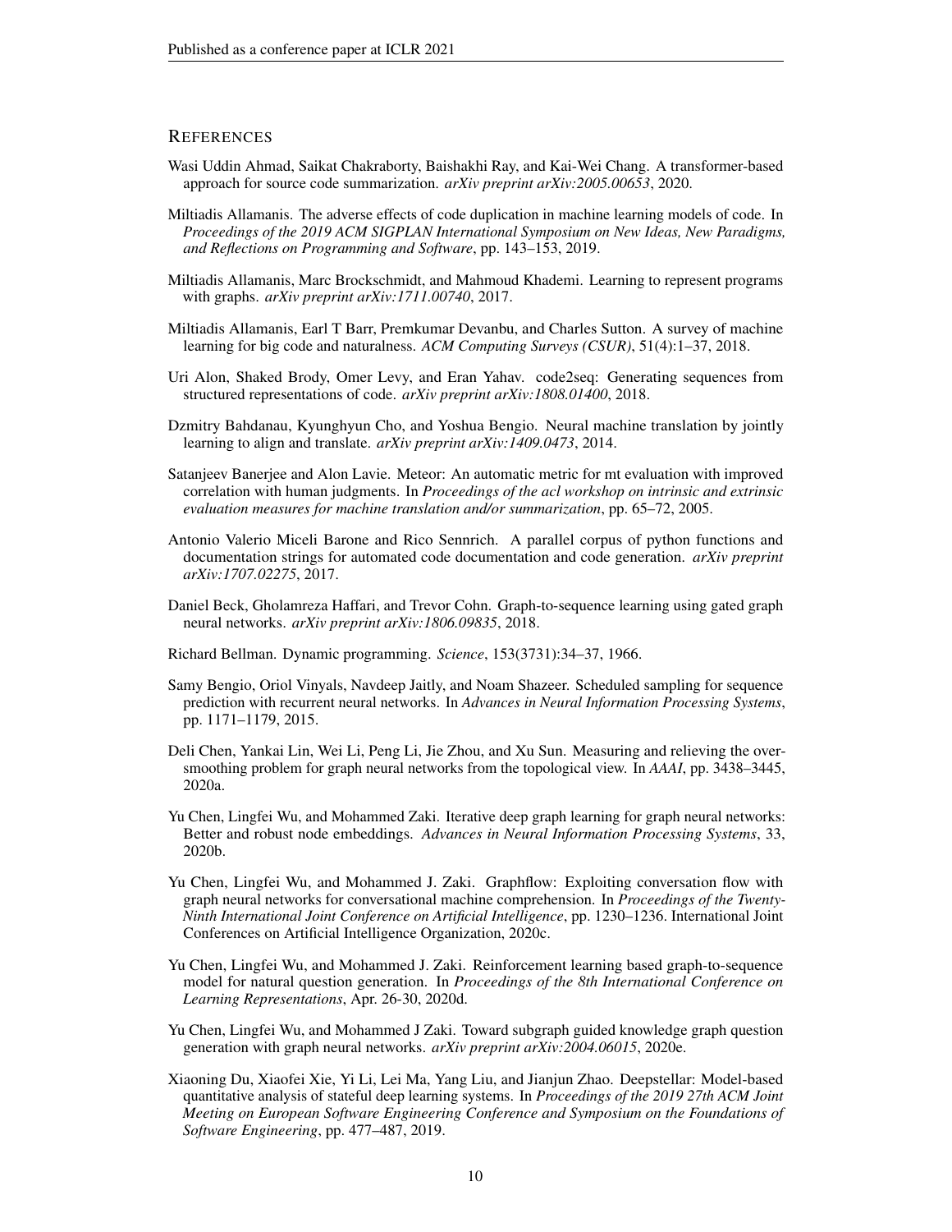## REFERENCES

Wasi Uddin Ahmad, Saikat Chakraborty, Baishakhi Ray, and Kai-Wei Chang. A transformer-based approach for source code summarization. *arXiv preprint arXiv:2005.00653*, 2020.

Miltiadis Allamanis. The adverse effects of code duplication in machine learning models of code. In *Proceedings of the 2019 ACM SIGPLAN International Symposium on New Ideas, New Paradigms, and Reflections on Programming and Software*, pp. 143–153, 2019.

Miltiadis Allamanis, Marc Brockschmidt, and Mahmoud Khademi. Learning to represent programs with graphs. *arXiv preprint arXiv:1711.00740*, 2017.

Miltiadis Allamanis, Earl T Barr, Premkumar Devanbu, and Charles Sutton. A survey of machine learning for big code and naturalness. *ACM Computing Surveys (CSUR)*, 51(4):1–37, 2018.

Uri Alon, Shaked Brody, Omer Levy, and Eran Yahav. code2seq: Generating sequences from structured representations of code. *arXiv preprint arXiv:1808.01400*, 2018.

Dzmitry Bahdanau, Kyunghyun Cho, and Yoshua Bengio. Neural machine translation by jointly learning to align and translate. *arXiv preprint arXiv:1409.0473*, 2014.

Satanjeev Banerjee and Alon Lavie. Meteor: An automatic metric for mt evaluation with improved correlation with human judgments. In *Proceedings of the acl workshop on intrinsic and extrinsic evaluation measures for machine translation and/or summarization*, pp. 65–72, 2005.

Antonio Valerio Miceli Barone and Rico Sennrich. A parallel corpus of python functions and documentation strings for automated code documentation and code generation. *arXiv preprint arXiv:1707.02275*, 2017.

Daniel Beck, Gholamreza Haffari, and Trevor Cohn. Graph-to-sequence learning using gated graph neural networks. *arXiv preprint arXiv:1806.09835*, 2018.

Richard Bellman. Dynamic programming. *Science*, 153(3731):34–37, 1966.

Samy Bengio, Oriol Vinyals, Navdeep Jaitly, and Noam Shazeer. Scheduled sampling for sequence prediction with recurrent neural networks. In *Advances in Neural Information Processing Systems*, pp. 1171–1179, 2015.

Deli Chen, Yankai Lin, Wei Li, Peng Li, Jie Zhou, and Xu Sun. Measuring and relieving the over-smoothing problem for graph neural networks from the topological view. In *AAAI*, pp. 3438–3445, 2020a.

Yu Chen, Lingfei Wu, and Mohammed Zaki. Iterative deep graph learning for graph neural networks: Better and robust node embeddings. *Advances in Neural Information Processing Systems*, 33, 2020b.

Yu Chen, Lingfei Wu, and Mohammed J. Zaki. Graphflow: Exploiting conversation flow with graph neural networks for conversational machine comprehension. In *Proceedings of the Twenty-Ninth International Joint Conference on Artificial Intelligence*, pp. 1230–1236. International Joint Conferences on Artificial Intelligence Organization, 2020c.

Yu Chen, Lingfei Wu, and Mohammed J. Zaki. Reinforcement learning based graph-to-sequence model for natural question generation. In *Proceedings of the 8th International Conference on Learning Representations*, Apr. 26-30, 2020d.

Yu Chen, Lingfei Wu, and Mohammed J Zaki. Toward subgraph guided knowledge graph question generation with graph neural networks. *arXiv preprint arXiv:2004.06015*, 2020e.

Xiaoning Du, Xiaofei Xie, Yi Li, Lei Ma, Yang Liu, and Jianjun Zhao. Deepstellar: Model-based quantitative analysis of stateful deep learning systems. In *Proceedings of the 2019 27th ACM Joint Meeting on European Software Engineering Conference and Symposium on the Foundations of Software Engineering*, pp. 477–487, 2019.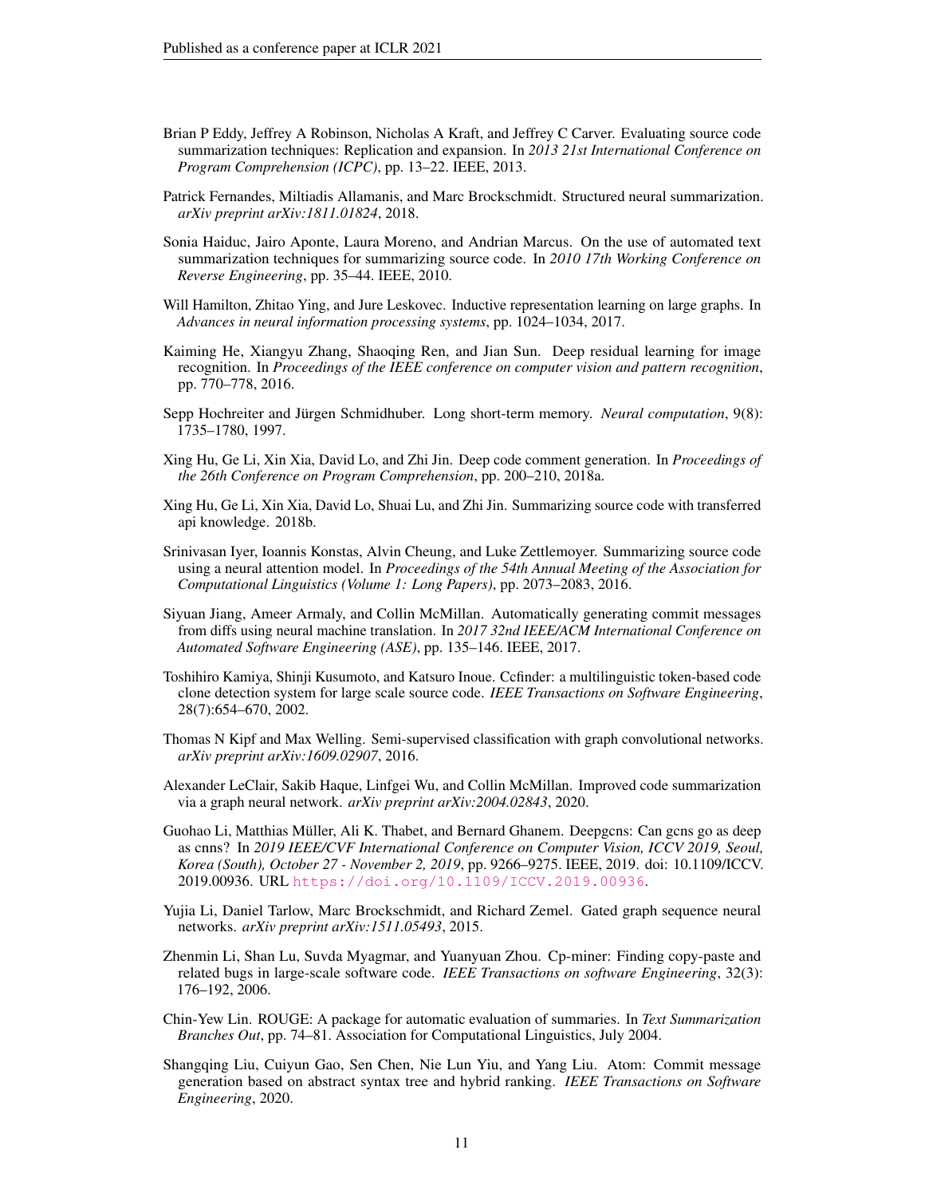Brian P Eddy, Jeffrey A Robinson, Nicholas A Kraft, and Jeffrey C Carver. Evaluating source code summarization techniques: Replication and expansion. In *2013 21st International Conference on Program Comprehension (ICPC)*, pp. 13–22. IEEE, 2013.

Patrick Fernandes, Miltiadis Allamanis, and Marc Brockschmidt. Structured neural summarization. *arXiv preprint arXiv:1811.01824*, 2018.

Sonia Haiduc, Jairo Aponte, Laura Moreno, and Andrian Marcus. On the use of automated text summarization techniques for summarizing source code. In *2010 17th Working Conference on Reverse Engineering*, pp. 35–44. IEEE, 2010.

Will Hamilton, Zhitao Ying, and Jure Leskovec. Inductive representation learning on large graphs. In *Advances in neural information processing systems*, pp. 1024–1034, 2017.

Kaiming He, Xiangyu Zhang, Shaoqing Ren, and Jian Sun. Deep residual learning for image recognition. In *Proceedings of the IEEE conference on computer vision and pattern recognition*, pp. 770–778, 2016.

Sepp Hochreiter and Jürgen Schmidhuber. Long short-term memory. *Neural computation*, 9(8): 1735–1780, 1997.

Xing Hu, Ge Li, Xin Xia, David Lo, and Zhi Jin. Deep code comment generation. In *Proceedings of the 26th Conference on Program Comprehension*, pp. 200–210, 2018a.

Xing Hu, Ge Li, Xin Xia, David Lo, Shuai Lu, and Zhi Jin. Summarizing source code with transferred api knowledge. 2018b.

Srinivasan Iyer, Ioannis Konstas, Alvin Cheung, and Luke Zettlemoyer. Summarizing source code using a neural attention model. In *Proceedings of the 54th Annual Meeting of the Association for Computational Linguistics (Volume 1: Long Papers)*, pp. 2073–2083, 2016.

Siyuan Jiang, Ameer Armaly, and Collin McMillan. Automatically generating commit messages from diffs using neural machine translation. In *2017 32nd IEEE/ACM International Conference on Automated Software Engineering (ASE)*, pp. 135–146. IEEE, 2017.

Toshihiro Kamiya, Shinji Kusumoto, and Katsuro Inoue. Ccfinder: a multilinguistic token-based code clone detection system for large scale source code. *IEEE Transactions on Software Engineering*, 28(7):654–670, 2002.

Thomas N Kipf and Max Welling. Semi-supervised classification with graph convolutional networks. *arXiv preprint arXiv:1609.02907*, 2016.

Alexander LeClair, Sakib Haque, Linfgei Wu, and Collin McMillan. Improved code summarization via a graph neural network. *arXiv preprint arXiv:2004.02843*, 2020.

Guohao Li, Matthias Müller, Ali K. Thabet, and Bernard Ghanem. Deepgcns: Can gcns go as deep as cnns? In *2019 IEEE/CVF International Conference on Computer Vision, ICCV 2019, Seoul, Korea (South), October 27 - November 2, 2019*, pp. 9266–9275. IEEE, 2019. doi: 10.1109/ICCV.2019.00936. URL https://doi.org/10.1109/ICCV.2019.00936.

Yujia Li, Daniel Tarlow, Marc Brockschmidt, and Richard Zemel. Gated graph sequence neural networks. *arXiv preprint arXiv:1511.05493*, 2015.

Zhenmin Li, Shan Lu, Suvda Myagmar, and Yuanyuan Zhou. Cp-miner: Finding copy-paste and related bugs in large-scale software code. *IEEE Transactions on software Engineering*, 32(3): 176–192, 2006.

Chin-Yew Lin. ROUGE: A package for automatic evaluation of summaries. In *Text Summarization Branches Out*, pp. 74–81. Association for Computational Linguistics, July 2004.

Shangqing Liu, Cuiyun Gao, Sen Chen, Nie Lun Yiu, and Yang Liu. Atom: Commit message generation based on abstract syntax tree and hybrid ranking. *IEEE Transactions on Software Engineering*, 2020.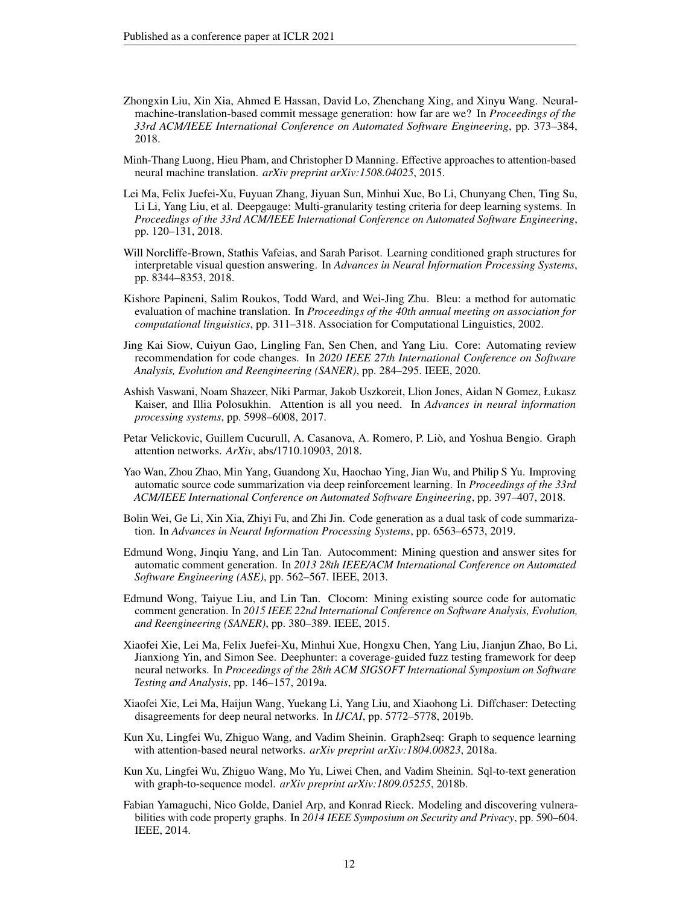Zhongxin Liu, Xin Xia, Ahmed E Hassan, David Lo, Zhenchang Xing, and Xinyu Wang. Neural-machine-translation-based commit message generation: how far are we? In *Proceedings of the 33rd ACM/IEEE International Conference on Automated Software Engineering*, pp. 373–384, 2018.

Minh-Thang Luong, Hieu Pham, and Christopher D Manning. Effective approaches to attention-based neural machine translation. *arXiv preprint arXiv:1508.04025*, 2015.

Lei Ma, Felix Juefei-Xu, Fuyuan Zhang, Jiyuan Sun, Minhui Xue, Bo Li, Chunyang Chen, Ting Su, Li Li, Yang Liu, et al. Deepgauge: Multi-granularity testing criteria for deep learning systems. In *Proceedings of the 33rd ACM/IEEE International Conference on Automated Software Engineering*, pp. 120–131, 2018.

Will Norcliffe-Brown, Stathis Vafeias, and Sarah Parisot. Learning conditioned graph structures for interpretable visual question answering. In *Advances in Neural Information Processing Systems*, pp. 8344–8353, 2018.

Kishore Papineni, Salim Roukos, Todd Ward, and Wei-Jing Zhu. Bleu: a method for automatic evaluation of machine translation. In *Proceedings of the 40th annual meeting on association for computational linguistics*, pp. 311–318. Association for Computational Linguistics, 2002.

Jing Kai Siow, Cuiyun Gao, Lingling Fan, Sen Chen, and Yang Liu. Core: Automating review recommendation for code changes. In *2020 IEEE 27th International Conference on Software Analysis, Evolution and Reengineering (SANER)*, pp. 284–295. IEEE, 2020.

Ashish Vaswani, Noam Shazeer, Niki Parmar, Jakob Uszkoreit, Llion Jones, Aidan N Gomez, Łukasz Kaiser, and Illia Polosukhin. Attention is all you need. In *Advances in neural information processing systems*, pp. 5998–6008, 2017.

Petar Velickovic, Guillem Cucurull, A. Casanova, A. Romero, P. Liò, and Yoshua Bengio. Graph attention networks. *ArXiv*, abs/1710.10903, 2018.

Yao Wan, Zhou Zhao, Min Yang, Guandong Xu, Haochao Ying, Jian Wu, and Philip S Yu. Improving automatic source code summarization via deep reinforcement learning. In *Proceedings of the 33rd ACM/IEEE International Conference on Automated Software Engineering*, pp. 397–407, 2018.

Bolin Wei, Ge Li, Xin Xia, Zhiyi Fu, and Zhi Jin. Code generation as a dual task of code summarization. In *Advances in Neural Information Processing Systems*, pp. 6563–6573, 2019.

Edmund Wong, Jinqiu Yang, and Lin Tan. Autocomment: Mining question and answer sites for automatic comment generation. In *2013 28th IEEE/ACM International Conference on Automated Software Engineering (ASE)*, pp. 562–567. IEEE, 2013.

Edmund Wong, Taiyue Liu, and Lin Tan. Clocom: Mining existing source code for automatic comment generation. In *2015 IEEE 22nd International Conference on Software Analysis, Evolution, and Reengineering (SANER)*, pp. 380–389. IEEE, 2015.

Xiaofei Xie, Lei Ma, Felix Juefei-Xu, Minhui Xue, Hongxu Chen, Yang Liu, Jianjun Zhao, Bo Li, Jianxiong Yin, and Simon See. Deephunter: a coverage-guided fuzz testing framework for deep neural networks. In *Proceedings of the 28th ACM SIGSOFT International Symposium on Software Testing and Analysis*, pp. 146–157, 2019a.

Xiaofei Xie, Lei Ma, Haijun Wang, Yuekang Li, Yang Liu, and Xiaohong Li. Diffchaser: Detecting disagreements for deep neural networks. In *IJCAI*, pp. 5772–5778, 2019b.

Kun Xu, Lingfei Wu, Zhiguo Wang, and Vadim Sheinin. Graph2seq: Graph to sequence learning with attention-based neural networks. *arXiv preprint arXiv:1804.00823*, 2018a.

Kun Xu, Lingfei Wu, Zhiguo Wang, Mo Yu, Liwei Chen, and Vadim Sheinin. Sql-to-text generation with graph-to-sequence model. *arXiv preprint arXiv:1809.05255*, 2018b.

Fabian Yamaguchi, Nico Golde, Daniel Arp, and Konrad Rieck. Modeling and discovering vulnerabilities with code property graphs. In *2014 IEEE Symposium on Security and Privacy*, pp. 590–604. IEEE, 2014.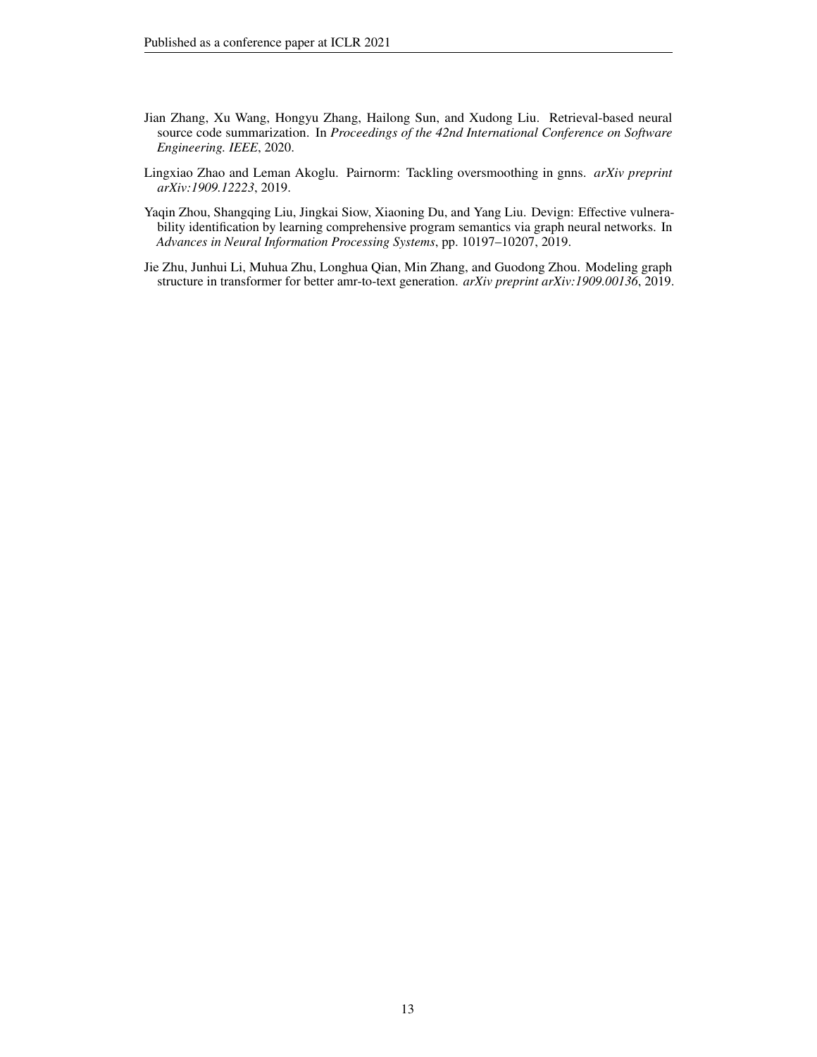Jian Zhang, Xu Wang, Hongyu Zhang, Hailong Sun, and Xudong Liu. Retrieval-based neural source code summarization. In *Proceedings of the 42nd International Conference on Software Engineering. IEEE*, 2020.

Lingxiao Zhao and Leman Akoglu. Pairnorm: Tackling oversmoothing in gnns. *arXiv preprint arXiv:1909.12223*, 2019.

Yaqin Zhou, Shangqing Liu, Jingkai Siow, Xiaoning Du, and Yang Liu. Devign: Effective vulnerability identification by learning comprehensive program semantics via graph neural networks. In *Advances in Neural Information Processing Systems*, pp. 10197–10207, 2019.

Jie Zhu, Junhui Li, Muhua Zhu, Longhua Qian, Min Zhang, and Guodong Zhou. Modeling graph structure in transformer for better amr-to-text generation. *arXiv preprint arXiv:1909.00136*, 2019.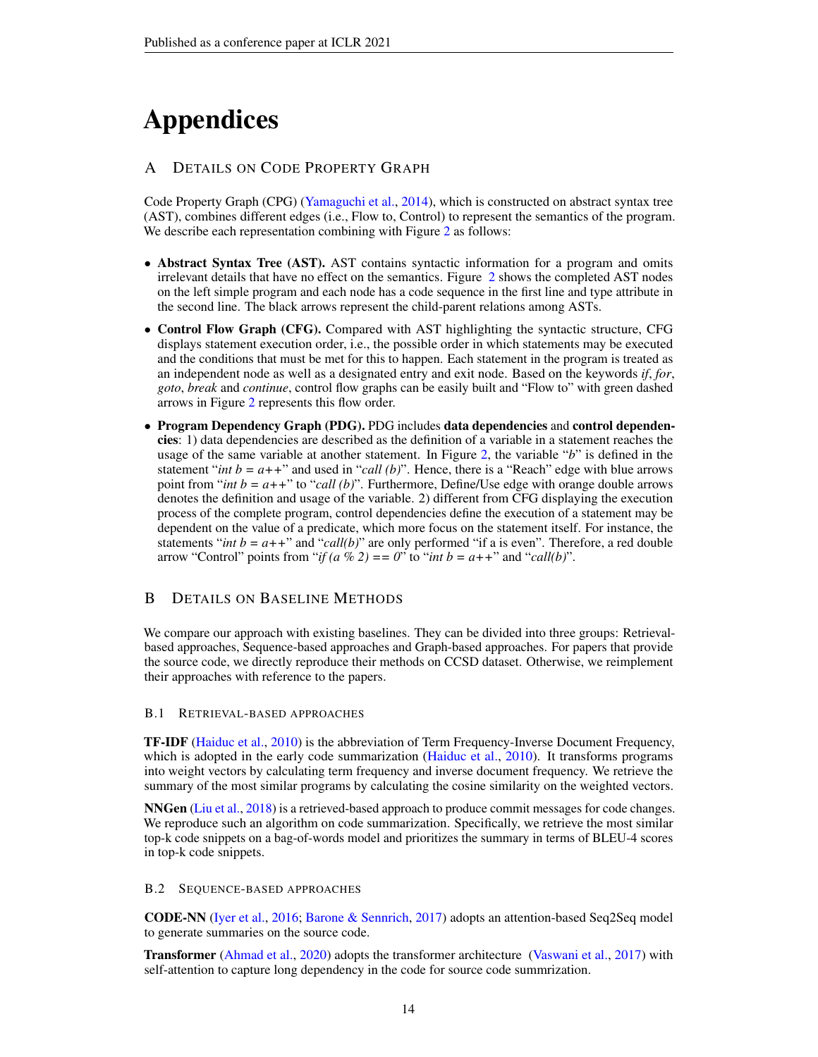# Appendices

## A Details on Code Property Graph

Code Property Graph (CPG) (Yamaguchi et al., 2014), which is constructed on abstract syntax tree (AST), combines different edges (i.e., Flow to, Control) to represent the semantics of the program. We describe each representation combining with Figure 2 as follows:

- **Abstract Syntax Tree (AST).** AST contains syntactic information for a program and omits irrelevant details that have no effect on the semantics. Figure 2 shows the completed AST nodes on the left simple program and each node has a code sequence in the first line and type attribute in the second line. The black arrows represent the child-parent relations among ASTs.
- **Control Flow Graph (CFG).** Compared with AST highlighting the syntactic structure, CFG displays statement execution order, i.e., the possible order in which statements may be executed and the conditions that must be met for this to happen. Each statement in the program is treated as an independent node as well as a designated entry and exit node. Based on the keywords *if*, *for*, *goto*, *break* and *continue*, control flow graphs can be easily built and "Flow to" with green dashed arrows in Figure 2 represents this flow order.
- **Program Dependency Graph (PDG).** PDG includes **data dependencies** and **control dependencies**: 1) data dependencies are described as the definition of a variable in a statement reaches the usage of the same variable at another statement. In Figure 2, the variable "*b*" is defined in the statement "*int b = a++*" and used in "*call (b)*". Hence, there is a "Reach" edge with blue arrows point from "*int b = a++*" to "*call (b)*". Furthermore, Define/Use edge with orange double arrows denotes the definition and usage of the variable. 2) different from CFG displaying the execution process of the complete program, control dependencies define the execution of a statement may be dependent on the value of a predicate, which more focus on the statement itself. For instance, the statements "*int b = a++*" and "*call(b)*" are only performed "if a is even". Therefore, a red double arrow "Control" points from "*if (a % 2) == 0*" to "*int b = a++*" and "*call(b)*".

## B Details on Baseline Methods

We compare our approach with existing baselines. They can be divided into three groups: Retrieval-based approaches, Sequence-based approaches and Graph-based approaches. For papers that provide the source code, we directly reproduce their methods on CCSD dataset. Otherwise, we reimplement their approaches with reference to the papers.

### B.1 Retrieval-based approaches

**TF-IDF** (Haiduc et al., 2010) is the abbreviation of Term Frequency-Inverse Document Frequency, which is adopted in the early code summarization (Haiduc et al., 2010). It transforms programs into weight vectors by calculating term frequency and inverse document frequency. We retrieve the summary of the most similar programs by calculating the cosine similarity on the weighted vectors.

**NNGen** (Liu et al., 2018) is a retrieved-based approach to produce commit messages for code changes. We reproduce such an algorithm on code summarization. Specifically, we retrieve the most similar top-k code snippets on a bag-of-words model and prioritizes the summary in terms of BLEU-4 scores in top-k code snippets.

### B.2 Sequence-based approaches

**CODE-NN** (Iyer et al., 2016; Barone & Sennrich, 2017) adopts an attention-based Seq2Seq model to generate summaries on the source code.

**Transformer** (Ahmad et al., 2020) adopts the transformer architecture (Vaswani et al., 2017) with self-attention to capture long dependency in the code for source code summrization.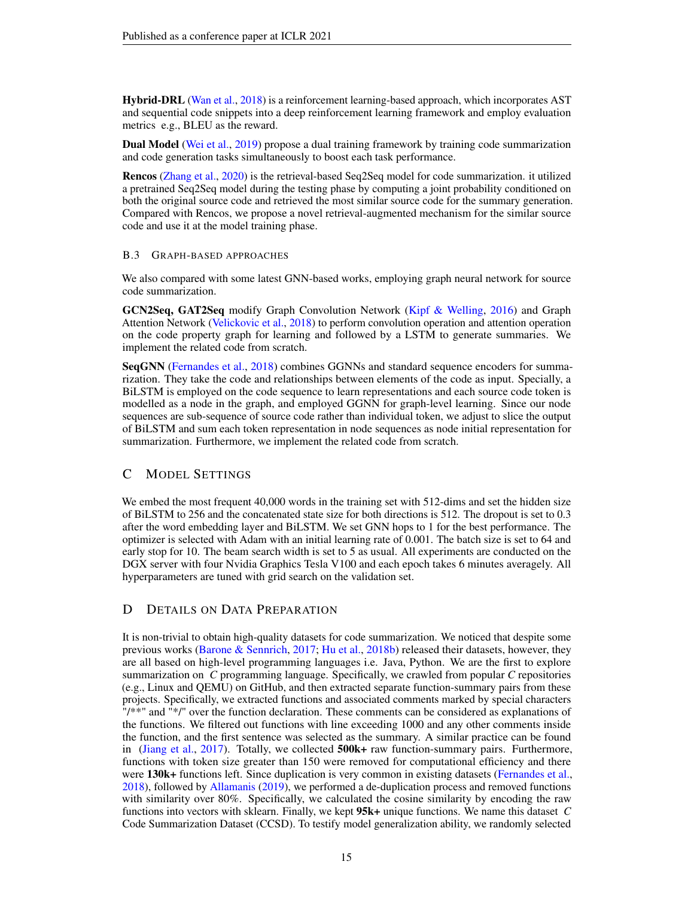**Hybrid-DRL** (Wan et al., 2018) is a reinforcement learning-based approach, which incorporates AST and sequential code snippets into a deep reinforcement learning framework and employ evaluation metrics e.g., BLEU as the reward.

**Dual Model** (Wei et al., 2019) propose a dual training framework by training code summarization and code generation tasks simultaneously to boost each task performance.

**Rencos** (Zhang et al., 2020) is the retrieval-based Seq2Seq model for code summarization. it utilized a pretrained Seq2Seq model during the testing phase by computing a joint probability conditioned on both the original source code and retrieved the most similar source code for the summary generation. Compared with Rencos, we propose a novel retrieval-augmented mechanism for the similar source code and use it at the model training phase.

### B.3 Graph-based approaches

We also compared with some latest GNN-based works, employing graph neural network for source code summarization.

**GCN2Seq, GAT2Seq** modify Graph Convolution Network (Kipf & Welling, 2016) and Graph Attention Network (Velickovic et al., 2018) to perform convolution operation and attention operation on the code property graph for learning and followed by a LSTM to generate summaries. We implement the related code from scratch.

**SeqGNN** (Fernandes et al., 2018) combines GGNNs and standard sequence encoders for summarization. They take the code and relationships between elements of the code as input. Specially, a BiLSTM is employed on the code sequence to learn representations and each source code token is modelled as a node in the graph, and employed GGNN for graph-level learning. Since our node sequences are sub-sequence of source code rather than individual token, we adjust to slice the output of BiLSTM and sum each token representation in node sequences as node initial representation for summarization. Furthermore, we implement the related code from scratch.

## C Model Settings

We embed the most frequent 40,000 words in the training set with 512-dims and set the hidden size of BiLSTM to 256 and the concatenated state size for both directions is 512. The dropout is set to 0.3 after the word embedding layer and BiLSTM. We set GNN hops to 1 for the best performance. The optimizer is selected with Adam with an initial learning rate of 0.001. The batch size is set to 64 and early stop for 10. The beam search width is set to 5 as usual. All experiments are conducted on the DGX server with four Nvidia Graphics Tesla V100 and each epoch takes 6 minutes averagely. All hyperparameters are tuned with grid search on the validation set.

## D Details on Data Preparation

It is non-trivial to obtain high-quality datasets for code summarization. We noticed that despite some previous works (Barone & Sennrich, 2017; Hu et al., 2018b) released their datasets, however, they are all based on high-level programming languages i.e. Java, Python. We are the first to explore summarization on *C* programming language. Specifically, we crawled from popular *C* repositories (e.g., Linux and QEMU) on GitHub, and then extracted separate function-summary pairs from these projects. Specifically, we extracted functions and associated comments marked by special characters "/**" and "*/" over the function declaration. These comments can be considered as explanations of the functions. We filtered out functions with line exceeding 1000 and any other comments inside the function, and the first sentence was selected as the summary. A similar practice can be found in (Jiang et al., 2017). Totally, we collected **500k+** raw function-summary pairs. Furthermore, functions with token size greater than 150 were removed for computational efficiency and there were **130k+** functions left. Since duplication is very common in existing datasets (Fernandes et al., 2018), followed by Allamanis (2019), we performed a de-duplication process and removed functions with similarity over 80%. Specifically, we calculated the cosine similarity by encoding the raw functions into vectors with sklearn. Finally, we kept **95k+** unique functions. We name this dataset *C* Code Summarization Dataset (CCSD). To testify model generalization ability, we randomly selected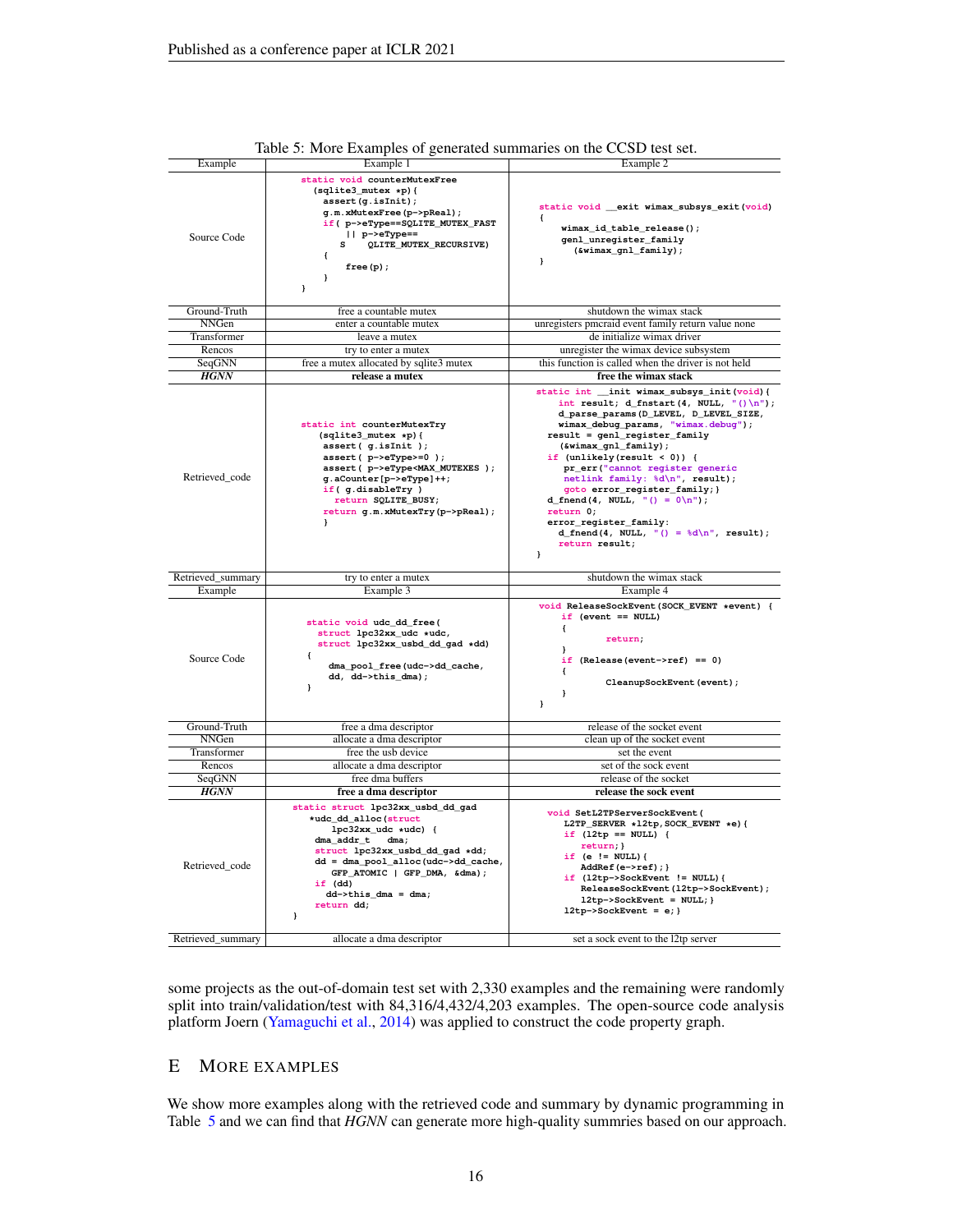Table 5: More Examples of generated summaries on the CCSD test set.

| Example | Example 1 | Example 2 |
|---|---|---|
| Source Code | `static void counterMutexFree (sqlite3_mutex *p){ assert(g.isInit); g.m.xMutexFree(p->pReal); if( p->eType==SQLITE_MUTEX_FAST \|\| p->eType== S QLITE_MUTEX_RECURSIVE) { free(p); } }` | `static void __exit wimax_subsys_exit(void) { wimax_id_table_release(); genl_unregister_family (&wimax_gnl_family); }` |
| Ground-Truth | free a countable mutex | shutdown the wimax stack |
| NNGen | enter a countable mutex | unregisters pmcraid event family return value none |
| Transformer | leave a mutex | de initialize wimax driver |
| Rencos | try to enter a mutex | unregister the wimax device subsystem |
| SeqGNN | free a mutex allocated by sqlite3 mutex | this function is called when the driver is not held |
| ***HGNN*** | **release a mutex** | **free the wimax stack** |
| Retrieved_code | `static int counterMutexTry (sqlite3_mutex *p){ assert( g.isInit ); assert( p->eType>=0 ); assert( p->eType<MAX_MUTEXES ); g.aCounter[p->eType]++; if( g.disableTry ) return SQLITE_BUSY; return g.m.xMutexTry(p->pReal); }` | `static int __init wimax_subsys_init(void){ int result; d_fnstart(4, NULL, "()\n"); d_parse_params(D_LEVEL, D_LEVEL_SIZE, wimax_debug_params, "wimax.debug"); result = genl_register_family (&wimax_gnl_family); if (unlikely(result < 0)) { pr_err("cannot register generic netlink family: %d\n", result); goto error_register_family;} d_fnend(4, NULL, "() = 0\n"); return 0; error_register_family: d_fnend(4, NULL, "() = %d\n", result); return result; }` |
| Retrieved_summary | try to enter a mutex | shutdown the wimax stack |
| Example | Example 3 | Example 4 |
| Source Code | `static void udc_dd_free( struct lpc32xx_udc *udc, struct lpc32xx_usbd_dd_gad *dd) { dma_pool_free(udc->dd_cache, dd, dd->this_dma); }` | `void ReleaseSockEvent(SOCK_EVENT *event) { if (event == NULL) { return; } if (Release(event->ref) == 0) { CleanupSockEvent(event); } }` |
| Ground-Truth | free a dma descriptor | release of the socket event |
| NNGen | allocate a dma descriptor | clean up of the socket event |
| Transformer | free the usb device | set the event |
| Rencos | allocate a dma descriptor | set of the sock event |
| SeqGNN | free dma buffers | release of the socket |
| ***HGNN*** | **free a dma descriptor** | **release the sock event** |
| Retrieved_code | `static struct lpc32xx_usbd_dd_gad *udc_dd_alloc(struct lpc32xx_udc *udc) { dma_addr_t dma; struct lpc32xx_usbd_dd_gad *dd; dd = dma_pool_alloc(udc->dd_cache, GFP_ATOMIC \| GFP_DMA, &dma); if (dd) dd->this_dma = dma; return dd; }` | `void SetL2TPServerSockEvent( L2TP_SERVER *l2tp,SOCK_EVENT *e){ if (l2tp == NULL) { return;} if (e != NULL){ AddRef(e->ref);} if (l2tp->SockEvent != NULL){ ReleaseSockEvent(l2tp->SockEvent); l2tp->SockEvent = NULL;} l2tp->SockEvent = e;}` |
| Retrieved_summary | allocate a dma descriptor | set a sock event to the l2tp server |

some projects as the out-of-domain test set with 2,330 examples and the remaining were randomly split into train/validation/test with 84,316/4,432/4,203 examples. The open-source code analysis platform Joern (Yamaguchi et al., 2014) was applied to construct the code property graph.

# E More Examples

We show more examples along with the retrieved code and summary by dynamic programming in Table 5 and we can find that *HGNN* can generate more high-quality summries based on our approach.